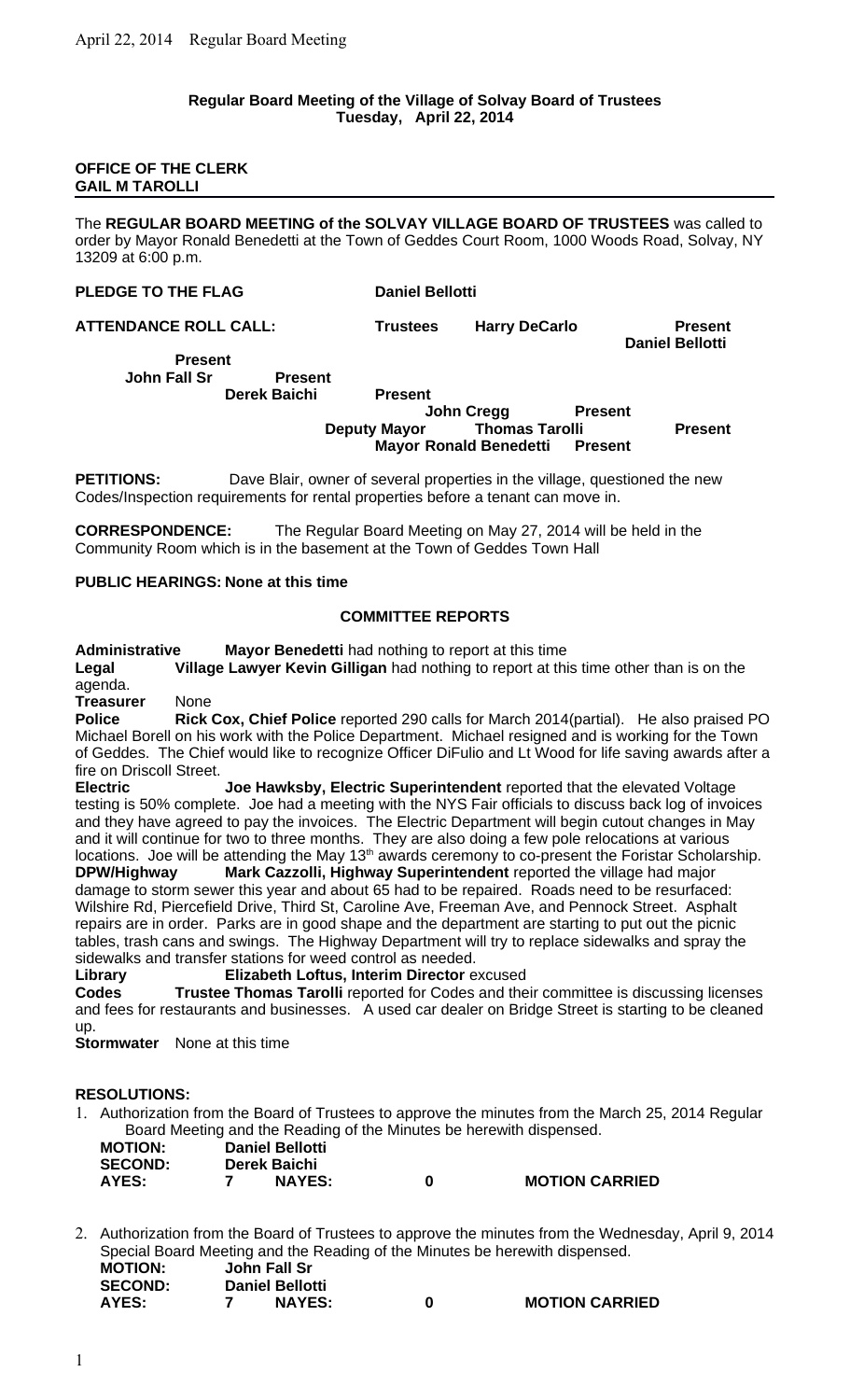**Regular Board Meeting of the Village of Solvay Board of Trustees**
**Tuesday, April 22, 2014**

**OFFICE OF THE CLERK**
**GAIL M TAROLLI**

The **REGULAR BOARD MEETING of the SOLVAY VILLAGE BOARD OF TRUSTEES** was called to order by Mayor Ronald Benedetti at the Town of Geddes Court Room, 1000 Woods Road, Solvay, NY 13209 at 6:00 p.m.

**PLEDGE TO THE FLAG** **Daniel Bellotti**

**ATTENDANCE ROLL CALL:**

| | | |
|---|---|---|
| **Trustees** | **Harry DeCarlo** | **Present** |
| | **Daniel Bellotti** | **Present** |
| | **John Fall Sr** | **Present** |
| | **Derek Baichi** | **Present** |
| | **John Cregg** | **Present** |
| **Deputy Mayor** | **Thomas Tarolli** | **Present** |
| | **Mayor Ronald Benedetti** | **Present** |

**PETITIONS:** Dave Blair, owner of several properties in the village, questioned the new Codes/Inspection requirements for rental properties before a tenant can move in.

**CORRESPONDENCE:** The Regular Board Meeting on May 27, 2014 will be held in the Community Room which is in the basement at the Town of Geddes Town Hall

**PUBLIC HEARINGS: None at this time**

## COMMITTEE REPORTS

**Administrative** **Mayor Benedetti** had nothing to report at this time

**Legal** **Village Lawyer Kevin Gilligan** had nothing to report at this time other than is on the agenda.

**Treasurer** None

**Police** **Rick Cox, Chief Police** reported 290 calls for March 2014(partial). He also praised PO Michael Borell on his work with the Police Department. Michael resigned and is working for the Town of Geddes. The Chief would like to recognize Officer DiFulio and Lt Wood for life saving awards after a fire on Driscoll Street.

**Electric** **Joe Hawksby, Electric Superintendent** reported that the elevated Voltage testing is 50% complete. Joe had a meeting with the NYS Fair officials to discuss back log of invoices and they have agreed to pay the invoices. The Electric Department will begin cutout changes in May and it will continue for two to three months. They are also doing a few pole relocations at various locations. Joe will be attending the May 13th awards ceremony to co-present the Foristar Scholarship.

**DPW/Highway** **Mark Cazzolli, Highway Superintendent** reported the village had major damage to storm sewer this year and about 65 had to be repaired. Roads need to be resurfaced: Wilshire Rd, Piercefield Drive, Third St, Caroline Ave, Freeman Ave, and Pennock Street. Asphalt repairs are in order. Parks are in good shape and the department are starting to put out the picnic tables, trash cans and swings. The Highway Department will try to replace sidewalks and spray the sidewalks and transfer stations for weed control as needed.

**Library** **Elizabeth Loftus, Interim Director** excused

**Codes** **Trustee Thomas Tarolli** reported for Codes and their committee is discussing licenses and fees for restaurants and businesses. A used car dealer on Bridge Street is starting to be cleaned up.

**Stormwater** None at this time

**RESOLUTIONS:**

1. Authorization from the Board of Trustees to approve the minutes from the March 25, 2014 Regular Board Meeting and the Reading of the Minutes be herewith dispensed.

| | | | | |
|---|---|---|---|---|
| **MOTION:** | **Daniel Bellotti** | | | |
| **SECOND:** | **Derek Baichi** | | | |
| **AYES:** | **7** | **NAYES:** | **0** | **MOTION CARRIED** |

2. Authorization from the Board of Trustees to approve the minutes from the Wednesday, April 9, 2014 Special Board Meeting and the Reading of the Minutes be herewith dispensed.

| | | | | |
|---|---|---|---|---|
| **MOTION:** | **John Fall Sr** | | | |
| **SECOND:** | **Daniel Bellotti** | | | |
| **AYES:** | **7** | **NAYES:** | **0** | **MOTION CARRIED** |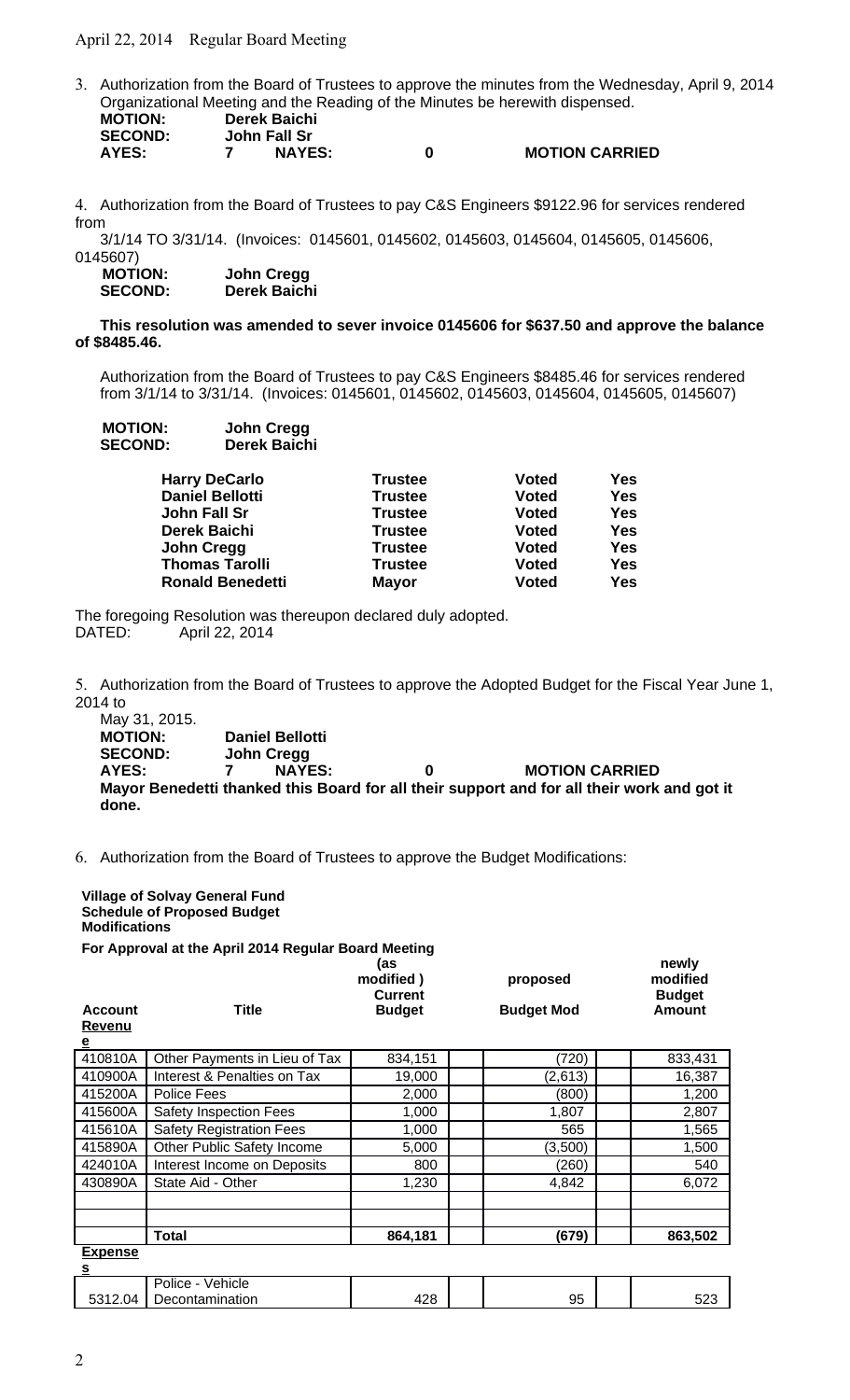April 22, 2014 Regular Board Meeting

3. Authorization from the Board of Trustees to approve the minutes from the Wednesday, April 9, 2014 Organizational Meeting and the Reading of the Minutes be herewith dispensed.

**MOTION:** **Derek Baichi**
**SECOND:** **John Fall Sr**
**AYES:** **7** **NAYES:** **0** **MOTION CARRIED**

4. Authorization from the Board of Trustees to pay C&S Engineers $9122.96 for services rendered from 3/1/14 TO 3/31/14. (Invoices: 0145601, 0145602, 0145603, 0145604, 0145605, 0145606, 0145607)

**MOTION:** **John Cregg**
**SECOND:** **Derek Baichi**

**This resolution was amended to sever invoice 0145606 for $637.50 and approve the balance of $8485.46.**

Authorization from the Board of Trustees to pay C&S Engineers $8485.46 for services rendered from 3/1/14 to 3/31/14. (Invoices: 0145601, 0145602, 0145603, 0145604, 0145605, 0145607)

**MOTION:** **John Cregg**
**SECOND:** **Derek Baichi**

| | | | |
|---|---|---|---|
| **Harry DeCarlo** | **Trustee** | **Voted** | **Yes** |
| **Daniel Bellotti** | **Trustee** | **Voted** | **Yes** |
| **John Fall Sr** | **Trustee** | **Voted** | **Yes** |
| **Derek Baichi** | **Trustee** | **Voted** | **Yes** |
| **John Cregg** | **Trustee** | **Voted** | **Yes** |
| **Thomas Tarolli** | **Trustee** | **Voted** | **Yes** |
| **Ronald Benedetti** | **Mayor** | **Voted** | **Yes** |

The foregoing Resolution was thereupon declared duly adopted.
DATED: April 22, 2014

5. Authorization from the Board of Trustees to approve the Adopted Budget for the Fiscal Year June 1, 2014 to May 31, 2015.

**MOTION:** **Daniel Bellotti**
**SECOND:** **John Cregg**
**AYES:** **7** **NAYES:** **0** **MOTION CARRIED**

**Mayor Benedetti thanked this Board for all their support and for all their work and got it done.**

6. Authorization from the Board of Trustees to approve the Budget Modifications:

**Village of Solvay General Fund**
**Schedule of Proposed Budget Modifications**

**For Approval at the April 2014 Regular Board Meeting**

| **Account** | **Title** | **(as modified) Current Budget** | **proposed Budget Mod** | **newly modified Budget Amount** |
|---|---|---|---|---|
| **Revenue** | | | | |
| 410810A | Other Payments in Lieu of Tax | 834,151 | (720) | 833,431 |
| 410900A | Interest & Penalties on Tax | 19,000 | (2,613) | 16,387 |
| 415200A | Police Fees | 2,000 | (800) | 1,200 |
| 415600A | Safety Inspection Fees | 1,000 | 1,807 | 2,807 |
| 415610A | Safety Registration Fees | 1,000 | 565 | 1,565 |
| 415890A | Other Public Safety Income | 5,000 | (3,500) | 1,500 |
| 424010A | Interest Income on Deposits | 800 | (260) | 540 |
| 430890A | State Aid - Other | 1,230 | 4,842 | 6,072 |
| | | | | |
| | | | | |
| | **Total** | **864,181** | **(679)** | **863,502** |
| **Expenses** | | | | |
| 5312.04 | Police - Vehicle Decontamination | 428 | 95 | 523 |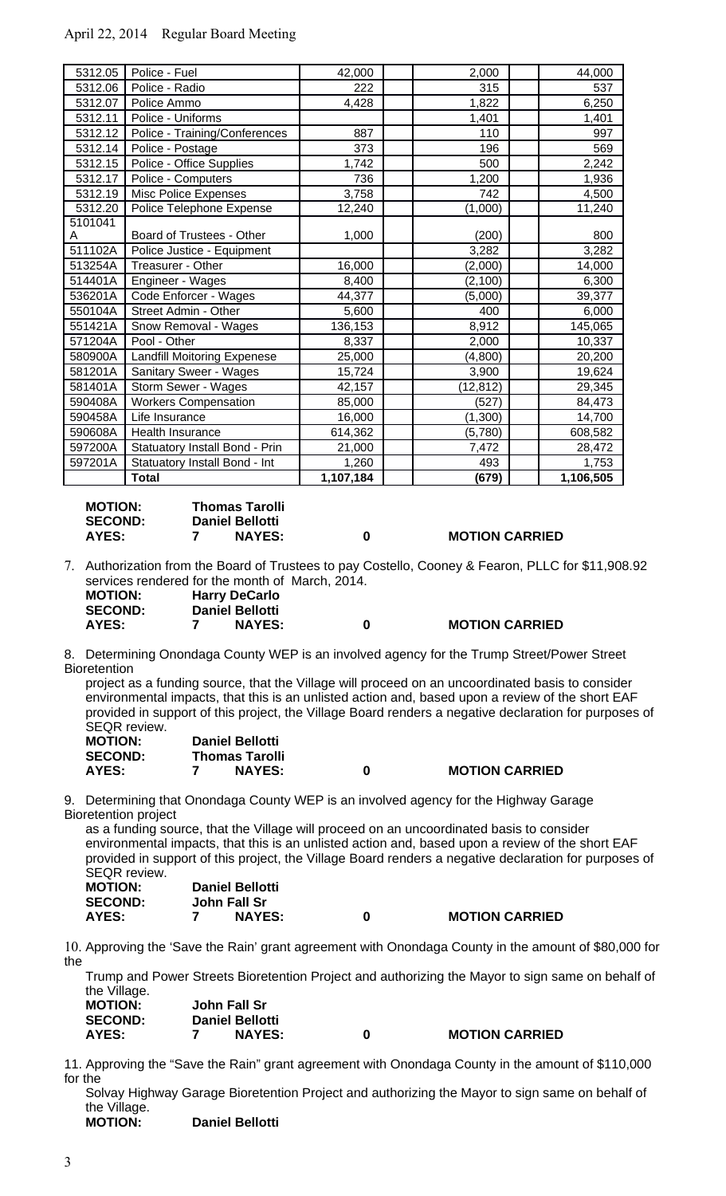| 5312.05 | Police - Fuel | 42,000 | 2,000 | 44,000 |
|---|---|---|---|---|
| 5312.06 | Police - Radio | 222 | 315 | 537 |
| 5312.07 | Police Ammo | 4,428 | 1,822 | 6,250 |
| 5312.11 | Police - Uniforms | | 1,401 | 1,401 |
| 5312.12 | Police - Training/Conferences | 887 | 110 | 997 |
| 5312.14 | Police - Postage | 373 | 196 | 569 |
| 5312.15 | Police - Office Supplies | 1,742 | 500 | 2,242 |
| 5312.17 | Police - Computers | 736 | 1,200 | 1,936 |
| 5312.19 | Misc Police Expenses | 3,758 | 742 | 4,500 |
| 5312.20 | Police Telephone Expense | 12,240 | (1,000) | 11,240 |
| 5101041A | Board of Trustees - Other | 1,000 | (200) | 800 |
| 511102A | Police Justice - Equipment | | 3,282 | 3,282 |
| 513254A | Treasurer - Other | 16,000 | (2,000) | 14,000 |
| 514401A | Engineer - Wages | 8,400 | (2,100) | 6,300 |
| 536201A | Code Enforcer - Wages | 44,377 | (5,000) | 39,377 |
| 550104A | Street Admin - Other | 5,600 | 400 | 6,000 |
| 551421A | Snow Removal - Wages | 136,153 | 8,912 | 145,065 |
| 571204A | Pool - Other | 8,337 | 2,000 | 10,337 |
| 580900A | Landfill Moitoring Expenese | 25,000 | (4,800) | 20,200 |
| 581201A | Sanitary Sweer - Wages | 15,724 | 3,900 | 19,624 |
| 581401A | Storm Sewer - Wages | 42,157 | (12,812) | 29,345 |
| 590408A | Workers Compensation | 85,000 | (527) | 84,473 |
| 590458A | Life Insurance | 16,000 | (1,300) | 14,700 |
| 590608A | Health Insurance | 614,362 | (5,780) | 608,582 |
| 597200A | Statuatory Install Bond - Prin | 21,000 | 7,472 | 28,472 |
| 597201A | Statuatory Install Bond - Int | 1,260 | 493 | 1,753 |
| | **Total** | **1,107,184** | **(679)** | **1,106,505** |

**MOTION:** **Thomas Tarolli**
**SECOND:** **Daniel Bellotti**
**AYES:** **7** **NAYES:** **0** **MOTION CARRIED**

7. Authorization from the Board of Trustees to pay Costello, Cooney & Fearon, PLLC for $11,908.92 services rendered for the month of March, 2014.

**MOTION:** **Harry DeCarlo**
**SECOND:** **Daniel Bellotti**
**AYES:** **7** **NAYES:** **0** **MOTION CARRIED**

8. Determining Onondaga County WEP is an involved agency for the Trump Street/Power Street Bioretention project as a funding source, that the Village will proceed on an uncoordinated basis to consider environmental impacts, that this is an unlisted action and, based upon a review of the short EAF provided in support of this project, the Village Board renders a negative declaration for purposes of SEQR review.

**MOTION:** **Daniel Bellotti**
**SECOND:** **Thomas Tarolli**
**AYES:** **7** **NAYES:** **0** **MOTION CARRIED**

9. Determining that Onondaga County WEP is an involved agency for the Highway Garage Bioretention project as a funding source, that the Village will proceed on an uncoordinated basis to consider environmental impacts, that this is an unlisted action and, based upon a review of the short EAF provided in support of this project, the Village Board renders a negative declaration for purposes of SEQR review.

**MOTION:** **Daniel Bellotti**
**SECOND:** **John Fall Sr**
**AYES:** **7** **NAYES:** **0** **MOTION CARRIED**

10. Approving the 'Save the Rain' grant agreement with Onondaga County in the amount of $80,000 for the Trump and Power Streets Bioretention Project and authorizing the Mayor to sign same on behalf of the Village.

**MOTION:** **John Fall Sr**
**SECOND:** **Daniel Bellotti**
**AYES:** **7** **NAYES:** **0** **MOTION CARRIED**

11. Approving the "Save the Rain" grant agreement with Onondaga County in the amount of $110,000 for the Solvay Highway Garage Bioretention Project and authorizing the Mayor to sign same on behalf of the Village.

**MOTION:** **Daniel Bellotti**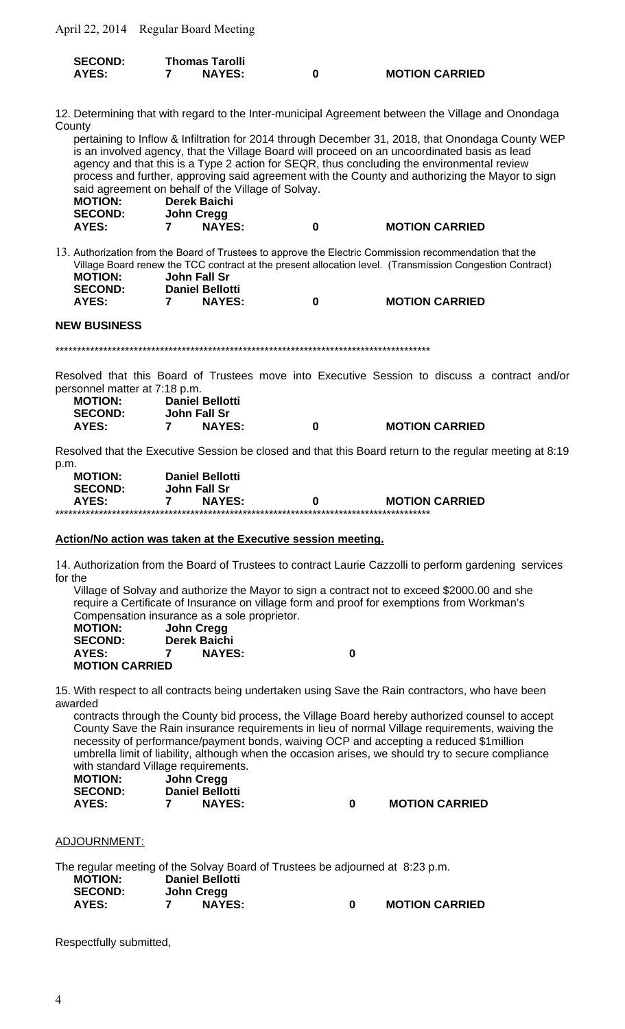**SECOND:** Thomas Tarolli
**AYES:** 7 **NAYES:** 0 **MOTION CARRIED**

12. Determining that with regard to the Inter-municipal Agreement between the Village and Onondaga County pertaining to Inflow & Infiltration for 2014 through December 31, 2018, that Onondaga County WEP is an involved agency, that the Village Board will proceed on an uncoordinated basis as lead agency and that this is a Type 2 action for SEQR, thus concluding the environmental review process and further, approving said agreement with the County and authorizing the Mayor to sign said agreement on behalf of the Village of Solvay.

**MOTION:** Derek Baichi
**SECOND:** John Cregg
**AYES:** 7 **NAYES:** 0 **MOTION CARRIED**

13. Authorization from the Board of Trustees to approve the Electric Commission recommendation that the Village Board renew the TCC contract at the present allocation level. (Transmission Congestion Contract)

**MOTION:** John Fall Sr
**SECOND:** Daniel Bellotti
**AYES:** 7 **NAYES:** 0 **MOTION CARRIED**

**NEW BUSINESS**

***********************************************************************************

Resolved that this Board of Trustees move into Executive Session to discuss a contract and/or personnel matter at 7:18 p.m.

**MOTION:** Daniel Bellotti
**SECOND:** John Fall Sr
**AYES:** 7 **NAYES:** 0 **MOTION CARRIED**

Resolved that the Executive Session be closed and that this Board return to the regular meeting at 8:19 p.m.

**MOTION:** Daniel Bellotti
**SECOND:** John Fall Sr
**AYES:** 7 **NAYES:** 0 **MOTION CARRIED**

***********************************************************************************

**Action/No action was taken at the Executive session meeting.**

14. Authorization from the Board of Trustees to contract Laurie Cazzolli to perform gardening services for the Village of Solvay and authorize the Mayor to sign a contract not to exceed $2000.00 and she require a Certificate of Insurance on village form and proof for exemptions from Workman's Compensation insurance as a sole proprietor.

**MOTION:** John Cregg
**SECOND:** Derek Baichi
**AYES:** 7 **NAYES:** 0
**MOTION CARRIED**

15. With respect to all contracts being undertaken using Save the Rain contractors, who have been awarded contracts through the County bid process, the Village Board hereby authorized counsel to accept County Save the Rain insurance requirements in lieu of normal Village requirements, waiving the necessity of performance/payment bonds, waiving OCP and accepting a reduced $1million umbrella limit of liability, although when the occasion arises, we should try to secure compliance with standard Village requirements.

**MOTION:** John Cregg
**SECOND:** Daniel Bellotti
**AYES:** 7 **NAYES:** 0 **MOTION CARRIED**

ADJOURNMENT:

The regular meeting of the Solvay Board of Trustees be adjourned at 8:23 p.m.

**MOTION:** Daniel Bellotti
**SECOND:** John Cregg
**AYES:** 7 **NAYES:** 0 **MOTION CARRIED**

Respectfully submitted,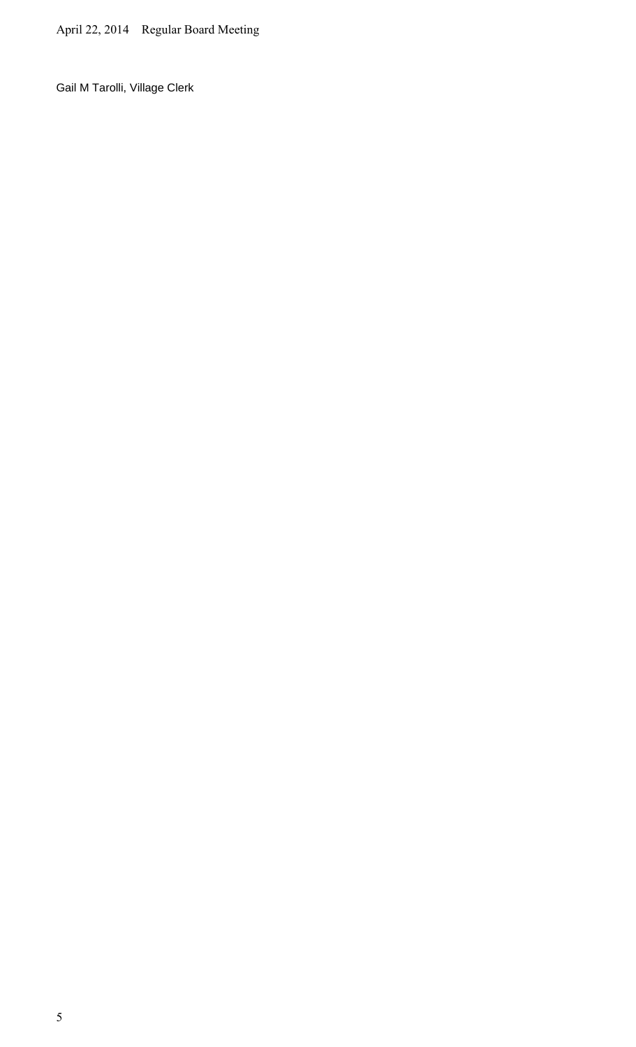Gail M Tarolli, Village Clerk